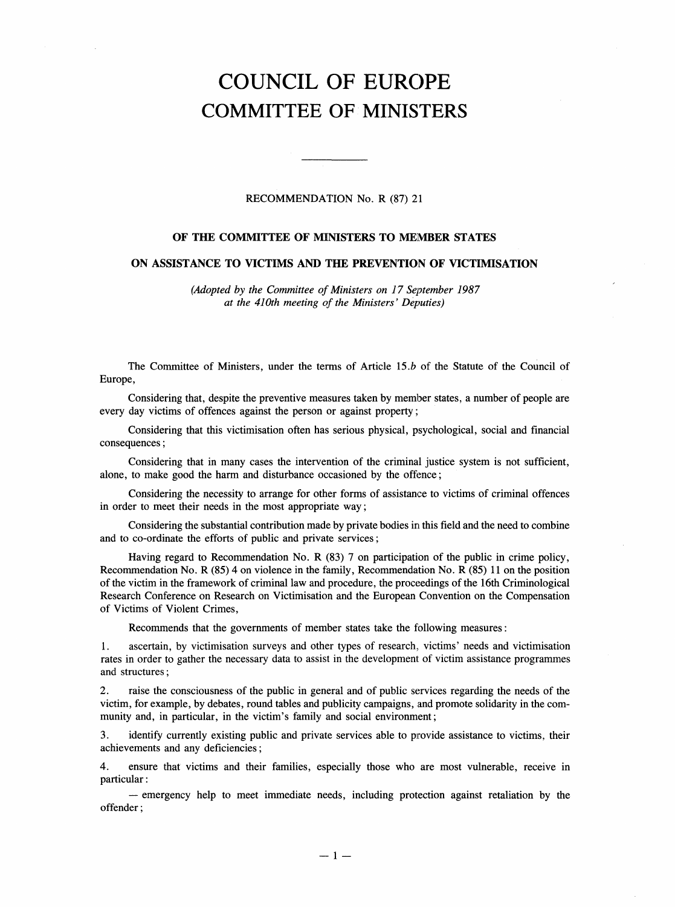# COUNCIL OF EUROPE
# COMMITTEE OF MINISTERS

RECOMMENDATION No. R (87) 21

## OF THE COMMITTEE OF MINISTERS TO MEMBER STATES

## ON ASSISTANCE TO VICTIMS AND THE PREVENTION OF VICTIMISATION

*(Adopted by the Committee of Ministers on 17 September 1987 at the 410th meeting of the Ministers' Deputies)*

The Committee of Ministers, under the terms of Article 15.*b* of the Statute of the Council of Europe,

Considering that, despite the preventive measures taken by member states, a number of people are every day victims of offences against the person or against property;

Considering that this victimisation often has serious physical, psychological, social and financial consequences;

Considering that in many cases the intervention of the criminal justice system is not sufficient, alone, to make good the harm and disturbance occasioned by the offence;

Considering the necessity to arrange for other forms of assistance to victims of criminal offences in order to meet their needs in the most appropriate way;

Considering the substantial contribution made by private bodies in this field and the need to combine and to co-ordinate the efforts of public and private services;

Having regard to Recommendation No. R (83) 7 on participation of the public in crime policy, Recommendation No. R (85) 4 on violence in the family, Recommendation No. R (85) 11 on the position of the victim in the framework of criminal law and procedure, the proceedings of the 16th Criminological Research Conference on Research on Victimisation and the European Convention on the Compensation of Victims of Violent Crimes,

Recommends that the governments of member states take the following measures:

1. ascertain, by victimisation surveys and other types of research, victims' needs and victimisation rates in order to gather the necessary data to assist in the development of victim assistance programmes and structures;

2. raise the consciousness of the public in general and of public services regarding the needs of the victim, for example, by debates, round tables and publicity campaigns, and promote solidarity in the community and, in particular, in the victim's family and social environment;

3. identify currently existing public and private services able to provide assistance to victims, their achievements and any deficiencies;

4. ensure that victims and their families, especially those who are most vulnerable, receive in particular:

— emergency help to meet immediate needs, including protection against retaliation by the offender;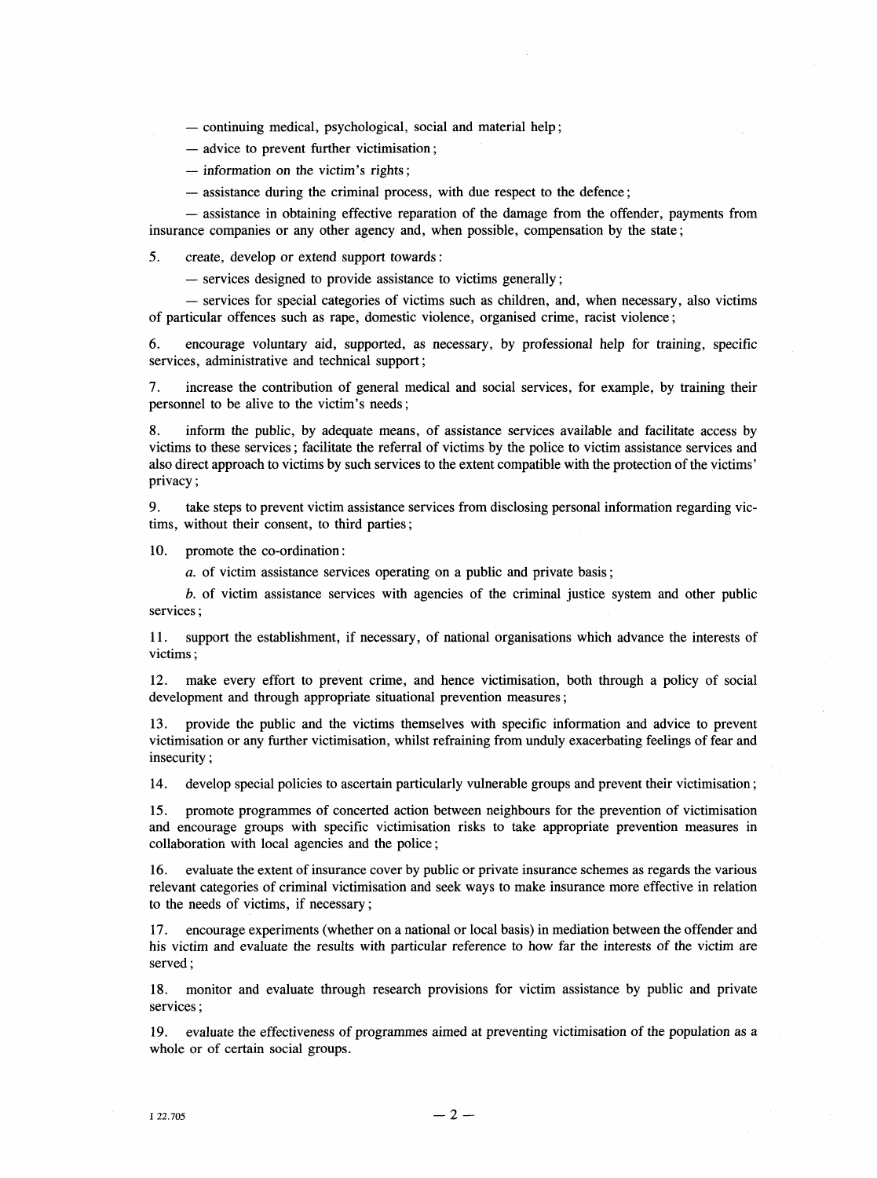— continuing medical, psychological, social and material help;

— advice to prevent further victimisation;

— information on the victim's rights;

— assistance during the criminal process, with due respect to the defence;

— assistance in obtaining effective reparation of the damage from the offender, payments from insurance companies or any other agency and, when possible, compensation by the state;

5. create, develop or extend support towards:

— services designed to provide assistance to victims generally;

— services for special categories of victims such as children, and, when necessary, also victims of particular offences such as rape, domestic violence, organised crime, racist violence;

6. encourage voluntary aid, supported, as necessary, by professional help for training, specific services, administrative and technical support;

7. increase the contribution of general medical and social services, for example, by training their personnel to be alive to the victim's needs;

8. inform the public, by adequate means, of assistance services available and facilitate access by victims to these services; facilitate the referral of victims by the police to victim assistance services and also direct approach to victims by such services to the extent compatible with the protection of the victims' privacy;

9. take steps to prevent victim assistance services from disclosing personal information regarding victims, without their consent, to third parties;

10. promote the co-ordination:

*a.* of victim assistance services operating on a public and private basis;

*b.* of victim assistance services with agencies of the criminal justice system and other public services;

11. support the establishment, if necessary, of national organisations which advance the interests of victims;

12. make every effort to prevent crime, and hence victimisation, both through a policy of social development and through appropriate situational prevention measures;

13. provide the public and the victims themselves with specific information and advice to prevent victimisation or any further victimisation, whilst refraining from unduly exacerbating feelings of fear and insecurity;

14. develop special policies to ascertain particularly vulnerable groups and prevent their victimisation;

15. promote programmes of concerted action between neighbours for the prevention of victimisation and encourage groups with specific victimisation risks to take appropriate prevention measures in collaboration with local agencies and the police;

16. evaluate the extent of insurance cover by public or private insurance schemes as regards the various relevant categories of criminal victimisation and seek ways to make insurance more effective in relation to the needs of victims, if necessary;

17. encourage experiments (whether on a national or local basis) in mediation between the offender and his victim and evaluate the results with particular reference to how far the interests of the victim are served;

18. monitor and evaluate through research provisions for victim assistance by public and private services;

19. evaluate the effectiveness of programmes aimed at preventing victimisation of the population as a whole or of certain social groups.